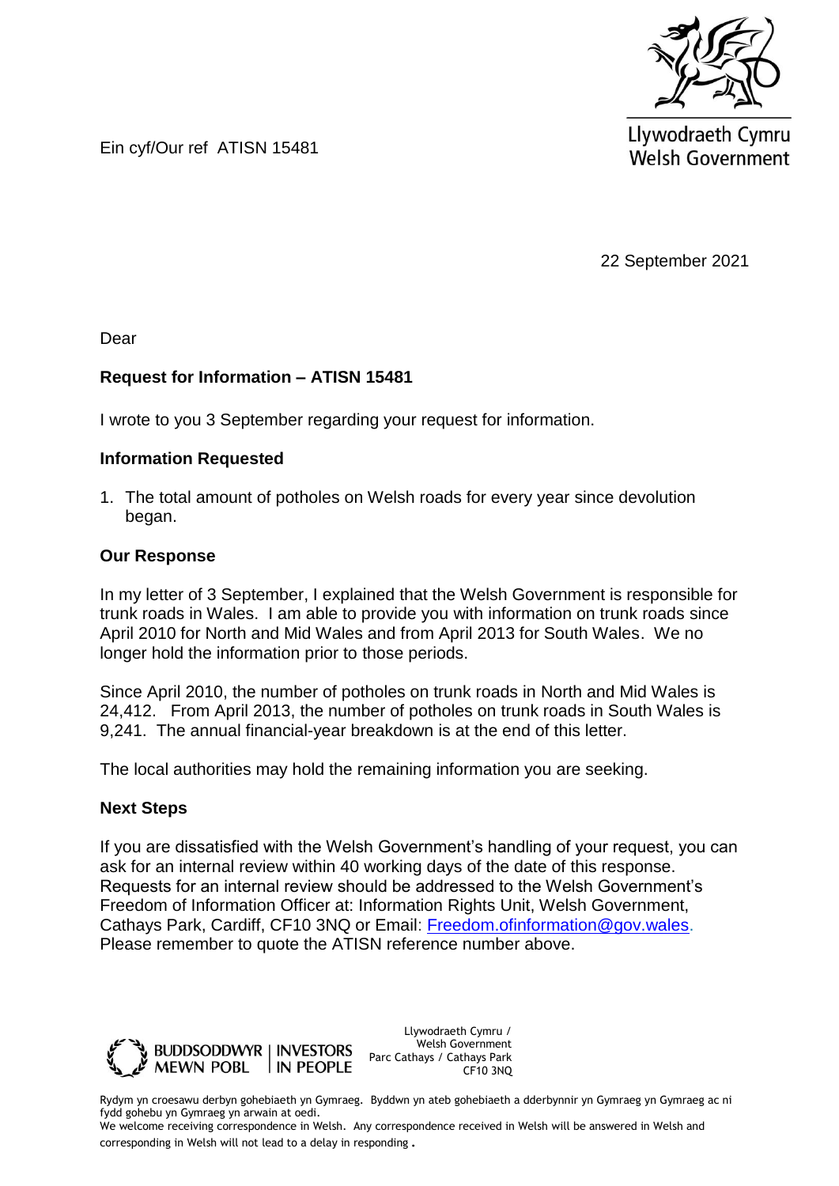Llywodraeth Cymru
Welsh Government

Ein cyf/Our ref ATISN 15481

22 September 2021

Dear

**Request for Information – ATISN 15481**

I wrote to you 3 September regarding your request for information.

**Information Requested**

1. The total amount of potholes on Welsh roads for every year since devolution began.

**Our Response**

In my letter of 3 September, I explained that the Welsh Government is responsible for trunk roads in Wales. I am able to provide you with information on trunk roads since April 2010 for North and Mid Wales and from April 2013 for South Wales. We no longer hold the information prior to those periods.

Since April 2010, the number of potholes on trunk roads in North and Mid Wales is 24,412. From April 2013, the number of potholes on trunk roads in South Wales is 9,241. The annual financial-year breakdown is at the end of this letter.

The local authorities may hold the remaining information you are seeking.

**Next Steps**

If you are dissatisfied with the Welsh Government's handling of your request, you can ask for an internal review within 40 working days of the date of this response. Requests for an internal review should be addressed to the Welsh Government's Freedom of Information Officer at: Information Rights Unit, Welsh Government, Cathays Park, Cardiff, CF10 3NQ or Email: Freedom.ofinformation@gov.wales. Please remember to quote the ATISN reference number above.

BUDDSODDWYR MEWN POBL | INVESTORS IN PEOPLE

Llywodraeth Cymru / Welsh Government
Parc Cathays / Cathays Park
CF10 3NQ

Rydym yn croesawu derbyn gohebiaeth yn Gymraeg. Byddwn yn ateb gohebiaeth a dderbynnir yn Gymraeg yn Gymraeg ac ni fydd gohebu yn Gymraeg yn arwain at oedi.
We welcome receiving correspondence in Welsh. Any correspondence received in Welsh will be answered in Welsh and corresponding in Welsh will not lead to a delay in responding.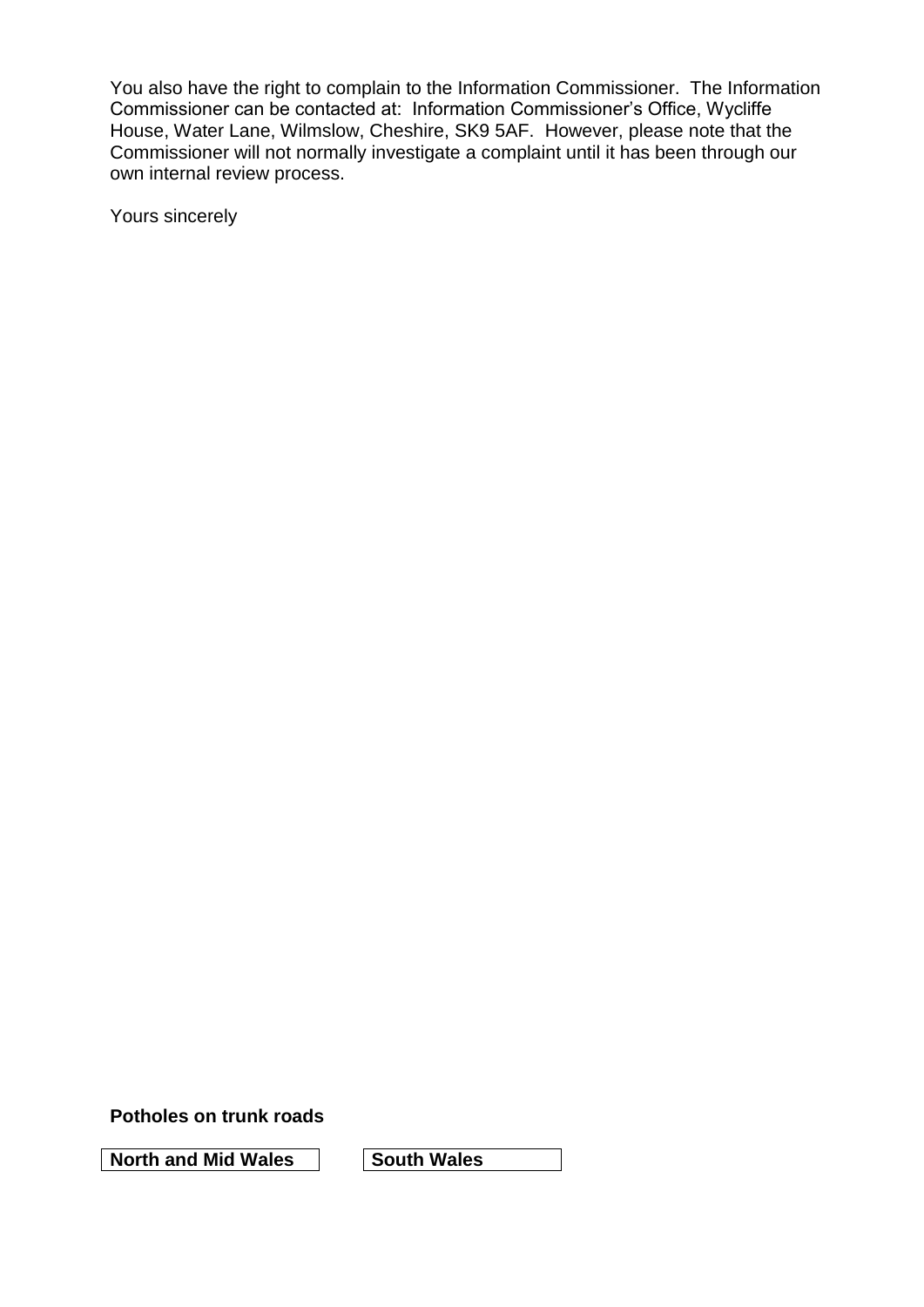You also have the right to complain to the Information Commissioner. The Information Commissioner can be contacted at: Information Commissioner's Office, Wycliffe House, Water Lane, Wilmslow, Cheshire, SK9 5AF. However, please note that the Commissioner will not normally investigate a complaint until it has been through our own internal review process.

Yours sincerely

**Potholes on trunk roads**

| North and Mid Wales | South Wales |
|---|---|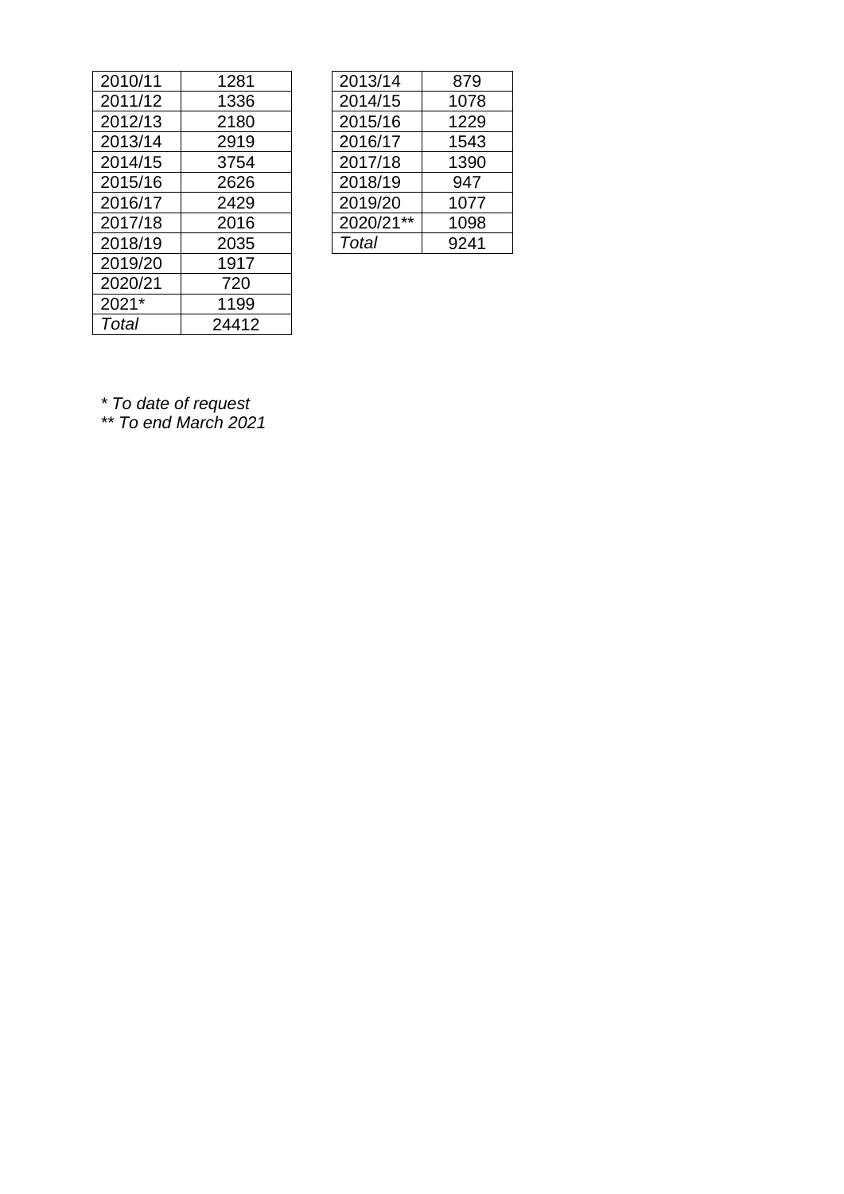| | |
|---|---|
| 2010/11 | 1281 |
| 2011/12 | 1336 |
| 2012/13 | 2180 |
| 2013/14 | 2919 |
| 2014/15 | 3754 |
| 2015/16 | 2626 |
| 2016/17 | 2429 |
| 2017/18 | 2016 |
| 2018/19 | 2035 |
| 2019/20 | 1917 |
| 2020/21 | 720 |
| 2021* | 1199 |
| *Total* | 24412 |

| | |
|---|---|
| 2013/14 | 879 |
| 2014/15 | 1078 |
| 2015/16 | 1229 |
| 2016/17 | 1543 |
| 2017/18 | 1390 |
| 2018/19 | 947 |
| 2019/20 | 1077 |
| 2020/21** | 1098 |
| *Total* | 9241 |

*\* To date of request*

*\*\* To end March 2021*